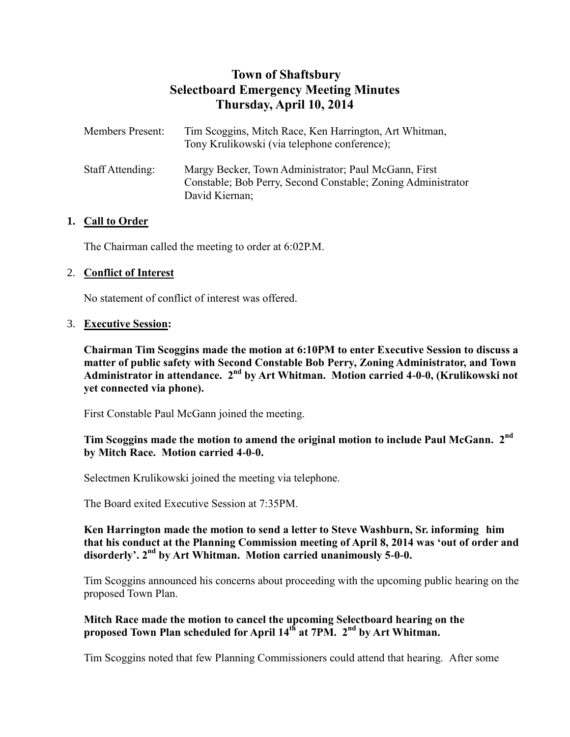# Town of Shaftsbury
## Selectboard Emergency Meeting Minutes
### Thursday, April 10, 2014

Members Present: Tim Scoggins, Mitch Race, Ken Harrington, Art Whitman, Tony Krulikowski (via telephone conference);

Staff Attending: Margy Becker, Town Administrator; Paul McGann, First Constable; Bob Perry, Second Constable; Zoning Administrator David Kiernan;

1. **Call to Order**

   The Chairman called the meeting to order at 6:02P.M.

2. **Conflict of Interest**

   No statement of conflict of interest was offered.

3. **Executive Session:**

   **Chairman Tim Scoggins made the motion at 6:10PM to enter Executive Session to discuss a matter of public safety with Second Constable Bob Perry, Zoning Administrator, and Town Administrator in attendance. 2nd by Art Whitman. Motion carried 4-0-0, (Krulikowski not yet connected via phone).**

   First Constable Paul McGann joined the meeting.

   **Tim Scoggins made the motion to amend the original motion to include Paul McGann. 2nd by Mitch Race. Motion carried 4-0-0.**

   Selectmen Krulikowski joined the meeting via telephone.

   The Board exited Executive Session at 7:35PM.

   **Ken Harrington made the motion to send a letter to Steve Washburn, Sr. informing him that his conduct at the Planning Commission meeting of April 8, 2014 was 'out of order and disorderly'. 2nd by Art Whitman. Motion carried unanimously 5-0-0.**

   Tim Scoggins announced his concerns about proceeding with the upcoming public hearing on the proposed Town Plan.

   **Mitch Race made the motion to cancel the upcoming Selectboard hearing on the proposed Town Plan scheduled for April 14th at 7PM. 2nd by Art Whitman.**

   Tim Scoggins noted that few Planning Commissioners could attend that hearing. After some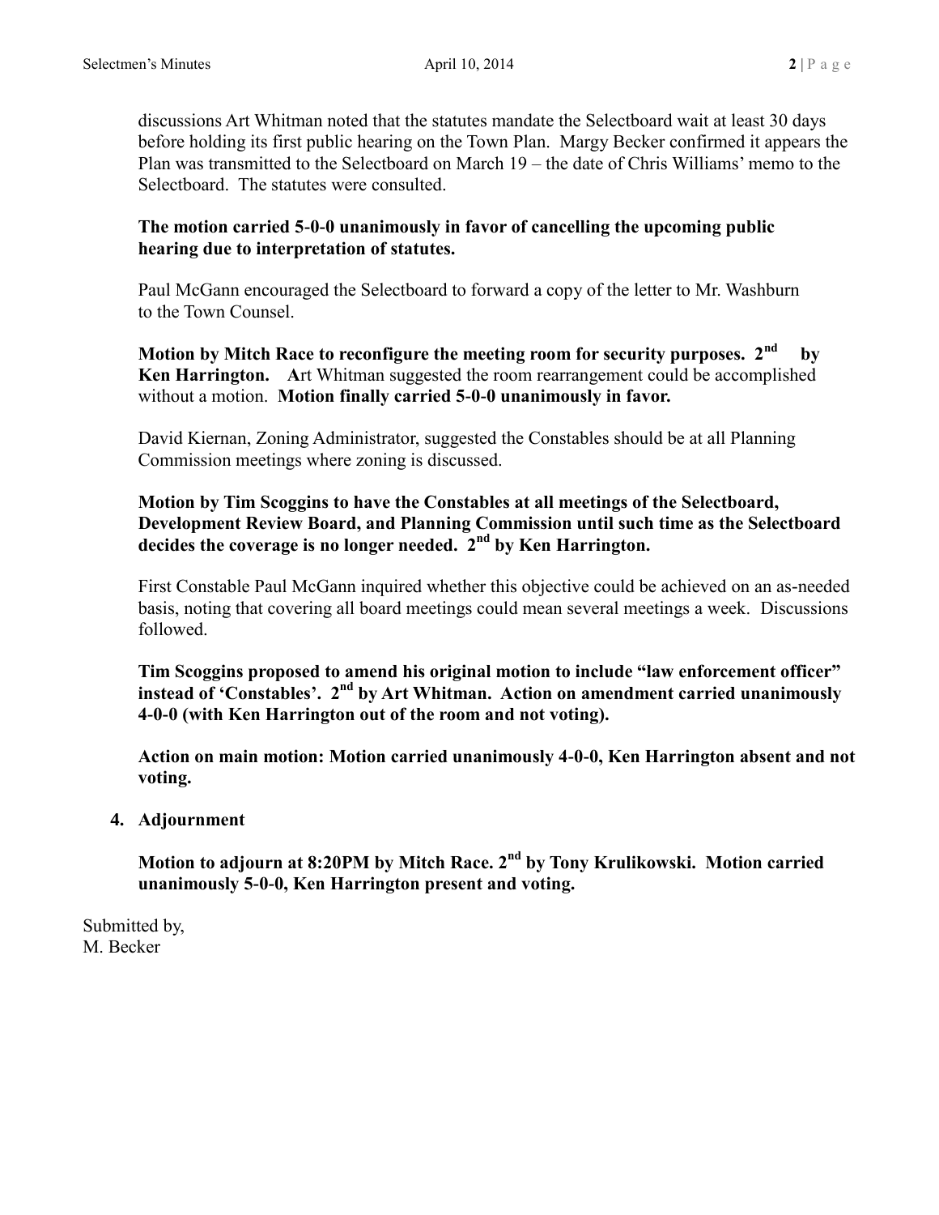discussions Art Whitman noted that the statutes mandate the Selectboard wait at least 30 days before holding its first public hearing on the Town Plan. Margy Becker confirmed it appears the Plan was transmitted to the Selectboard on March 19 – the date of Chris Williams' memo to the Selectboard. The statutes were consulted.

**The motion carried 5-0-0 unanimously in favor of cancelling the upcoming public hearing due to interpretation of statutes.**

Paul McGann encouraged the Selectboard to forward a copy of the letter to Mr. Washburn to the Town Counsel.

**Motion by Mitch Race to reconfigure the meeting room for security purposes. 2nd by Ken Harrington.** Art Whitman suggested the room rearrangement could be accomplished without a motion. **Motion finally carried 5-0-0 unanimously in favor.**

David Kiernan, Zoning Administrator, suggested the Constables should be at all Planning Commission meetings where zoning is discussed.

**Motion by Tim Scoggins to have the Constables at all meetings of the Selectboard, Development Review Board, and Planning Commission until such time as the Selectboard decides the coverage is no longer needed. 2nd by Ken Harrington.**

First Constable Paul McGann inquired whether this objective could be achieved on an as-needed basis, noting that covering all board meetings could mean several meetings a week. Discussions followed.

**Tim Scoggins proposed to amend his original motion to include "law enforcement officer" instead of 'Constables'. 2nd by Art Whitman. Action on amendment carried unanimously 4-0-0 (with Ken Harrington out of the room and not voting).**

**Action on main motion: Motion carried unanimously 4-0-0, Ken Harrington absent and not voting.**

4. **Adjournment**

**Motion to adjourn at 8:20PM by Mitch Race. 2nd by Tony Krulikowski. Motion carried unanimously 5-0-0, Ken Harrington present and voting.**

Submitted by,
M. Becker